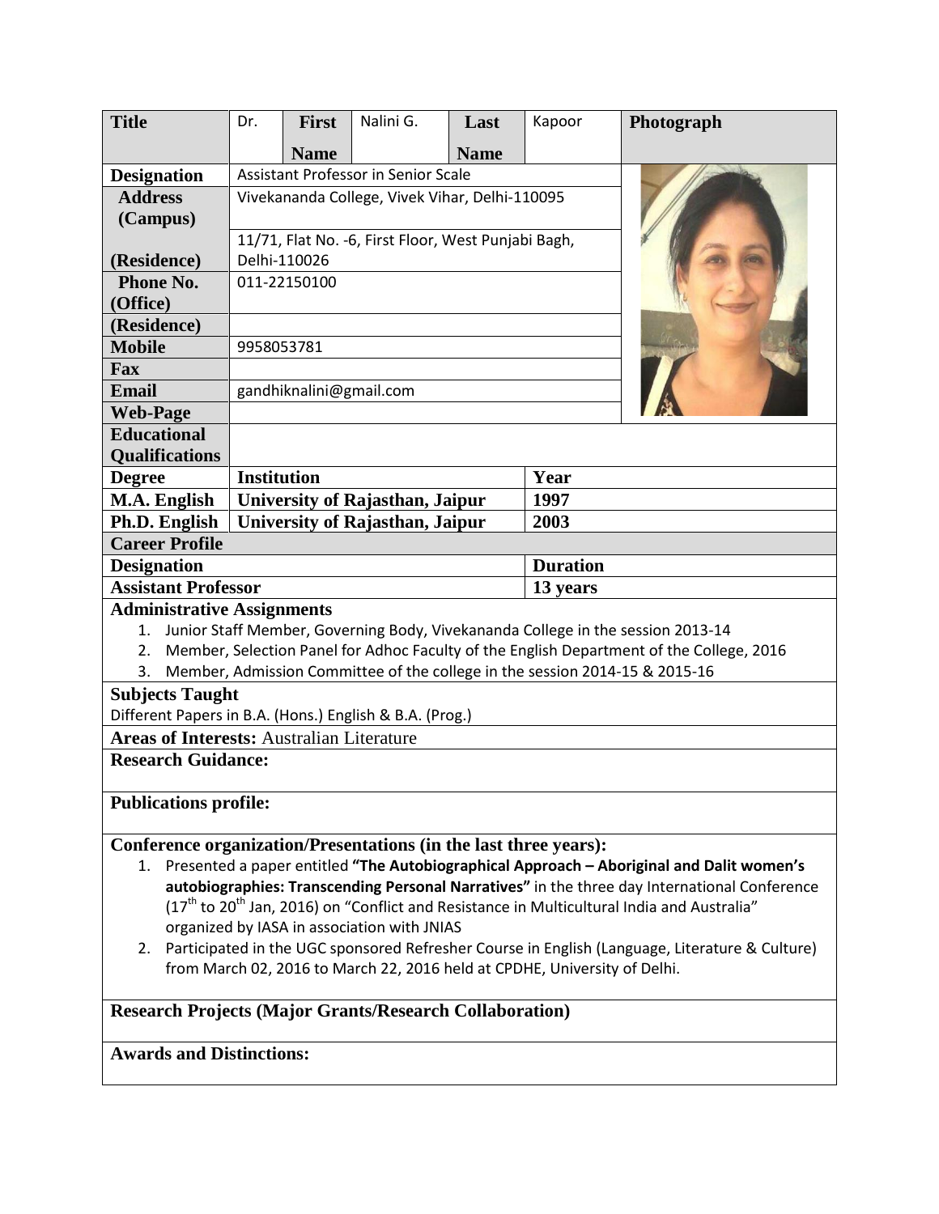| Title | Dr. | First Name | Nalini G. | Last Name | Kapoor | Photograph |
|---|---|---|---|---|---|---|
| Designation | Assistant Professor in Senior Scale | | | | | |
| Address (Campus) | Vivekananda College, Vivek Vihar, Delhi-110095 | | | | | |
| (Residence) | 11/71, Flat No. -6, First Floor, West Punjabi Bagh, Delhi-110026 | | | | | |
| Phone No. (Office) | 011-22150100 | | | | | |
| (Residence) | | | | | | |
| Mobile | 9958053781 | | | | | |
| Fax | | | | | | |
| Email | gandhiknalini@gmail.com | | | | | |
| Web-Page | | | | | | |

**Educational Qualifications**

| Degree | Institution | Year |
|---|---|---|
| M.A. English | University of Rajasthan, Jaipur | 1997 |
| Ph.D. English | University of Rajasthan, Jaipur | 2003 |

**Career Profile**

| Designation | Duration |
|---|---|
| Assistant Professor | 13 years |

**Administrative Assignments**

1. Junior Staff Member, Governing Body, Vivekananda College in the session 2013-14
2. Member, Selection Panel for Adhoc Faculty of the English Department of the College, 2016
3. Member, Admission Committee of the college in the session 2014-15 & 2015-16

**Subjects Taught**

Different Papers in B.A. (Hons.) English & B.A. (Prog.)

**Areas of Interests:** Australian Literature

**Research Guidance:**

**Publications profile:**

**Conference organization/Presentations (in the last three years):**

1. Presented a paper entitled **"The Autobiographical Approach – Aboriginal and Dalit women's autobiographies: Transcending Personal Narratives"** in the three day International Conference (17th to 20th Jan, 2016) on "Conflict and Resistance in Multicultural India and Australia" organized by IASA in association with JNIAS
2. Participated in the UGC sponsored Refresher Course in English (Language, Literature & Culture) from March 02, 2016 to March 22, 2016 held at CPDHE, University of Delhi.

**Research Projects (Major Grants/Research Collaboration)**

**Awards and Distinctions:**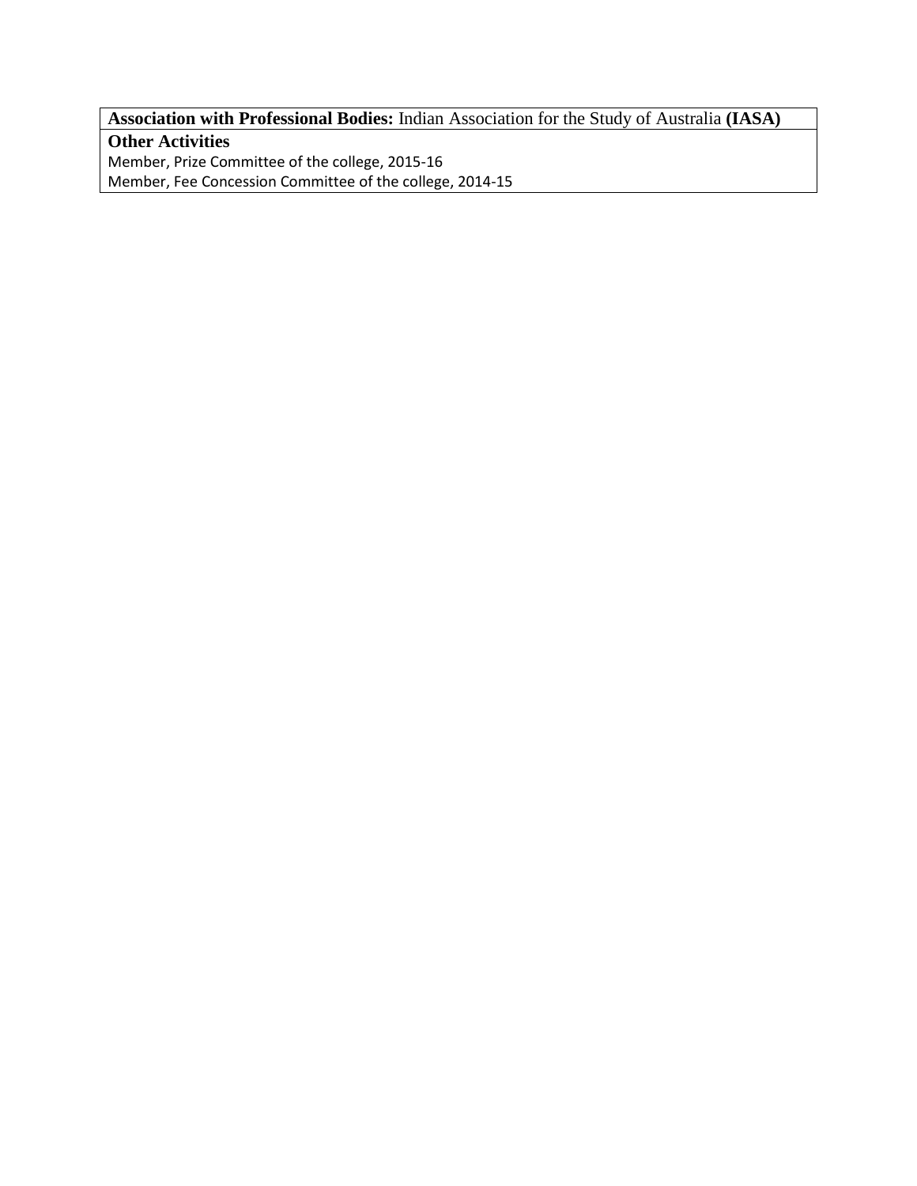**Association with Professional Bodies:** Indian Association for the Study of Australia **(IASA)**

**Other Activities**

Member, Prize Committee of the college, 2015-16

Member, Fee Concession Committee of the college, 2014-15